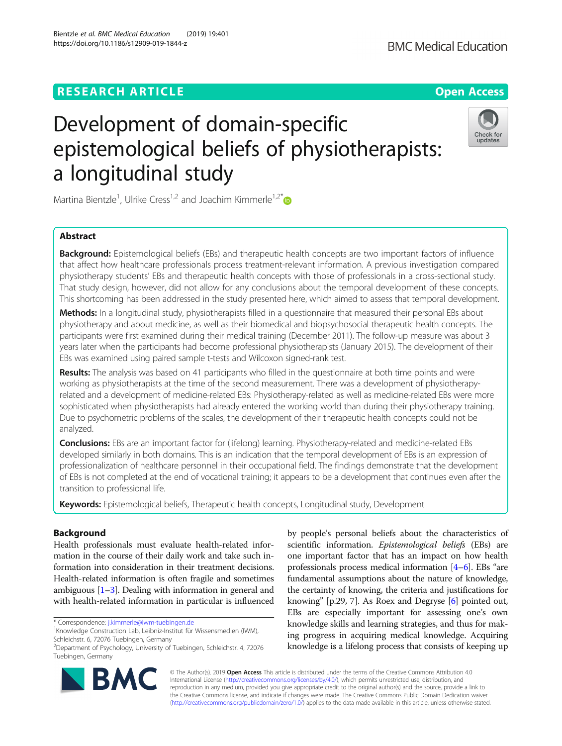RESEARCH ARTICLE

Open Access

# Development of domain-specific epistemological beliefs of physiotherapists: a longitudinal study

Martina Bientzle[1], Ulrike Cress[1,2] and Joachim Kimmerle[1,2*]

## Abstract

**Background:** Epistemological beliefs (EBs) and therapeutic health concepts are two important factors of influence that affect how healthcare professionals process treatment-relevant information. A previous investigation compared physiotherapy students' EBs and therapeutic health concepts with those of professionals in a cross-sectional study. That study design, however, did not allow for any conclusions about the temporal development of these concepts. This shortcoming has been addressed in the study presented here, which aimed to assess that temporal development.

**Methods:** In a longitudinal study, physiotherapists filled in a questionnaire that measured their personal EBs about physiotherapy and about medicine, as well as their biomedical and biopsychosocial therapeutic health concepts. The participants were first examined during their medical training (December 2011). The follow-up measure was about 3 years later when the participants had become professional physiotherapists (January 2015). The development of their EBs was examined using paired sample t-tests and Wilcoxon signed-rank test.

**Results:** The analysis was based on 41 participants who filled in the questionnaire at both time points and were working as physiotherapists at the time of the second measurement. There was a development of physiotherapy-related and a development of medicine-related EBs: Physiotherapy-related as well as medicine-related EBs were more sophisticated when physiotherapists had already entered the working world than during their physiotherapy training. Due to psychometric problems of the scales, the development of their therapeutic health concepts could not be analyzed.

**Conclusions:** EBs are an important factor for (lifelong) learning. Physiotherapy-related and medicine-related EBs developed similarly in both domains. This is an indication that the temporal development of EBs is an expression of professionalization of healthcare personnel in their occupational field. The findings demonstrate that the development of EBs is not completed at the end of vocational training; it appears to be a development that continues even after the transition to professional life.

**Keywords:** Epistemological beliefs, Therapeutic health concepts, Longitudinal study, Development

## Background

Health professionals must evaluate health-related information in the course of their daily work and take such information into consideration in their treatment decisions. Health-related information is often fragile and sometimes ambiguous [1–3]. Dealing with information in general and with health-related information in particular is influenced by people's personal beliefs about the characteristics of scientific information. *Epistemological beliefs* (EBs) are one important factor that has an impact on how health professionals process medical information [4–6]. EBs "are fundamental assumptions about the nature of knowledge, the certainty of knowing, the criteria and justifications for knowing" [p.29, 7]. As Roex and Degryse [6] pointed out, EBs are especially important for assessing one's own knowledge skills and learning strategies, and thus for making progress in acquiring medical knowledge. Acquiring knowledge is a lifelong process that consists of keeping up

* Correspondence: j.kimmerle@iwm-tuebingen.de
[1]Knowledge Construction Lab, Leibniz-Institut für Wissensmedien (IWM), Schleichstr. 6, 72076 Tuebingen, Germany
[2]Department of Psychology, University of Tuebingen, Schleichstr. 4, 72076 Tuebingen, Germany

© The Author(s). 2019 **Open Access** This article is distributed under the terms of the Creative Commons Attribution 4.0 International License (http://creativecommons.org/licenses/by/4.0/), which permits unrestricted use, distribution, and reproduction in any medium, provided you give appropriate credit to the original author(s) and the source, provide a link to the Creative Commons license, and indicate if changes were made. The Creative Commons Public Domain Dedication waiver (http://creativecommons.org/publicdomain/zero/1.0/) applies to the data made available in this article, unless otherwise stated.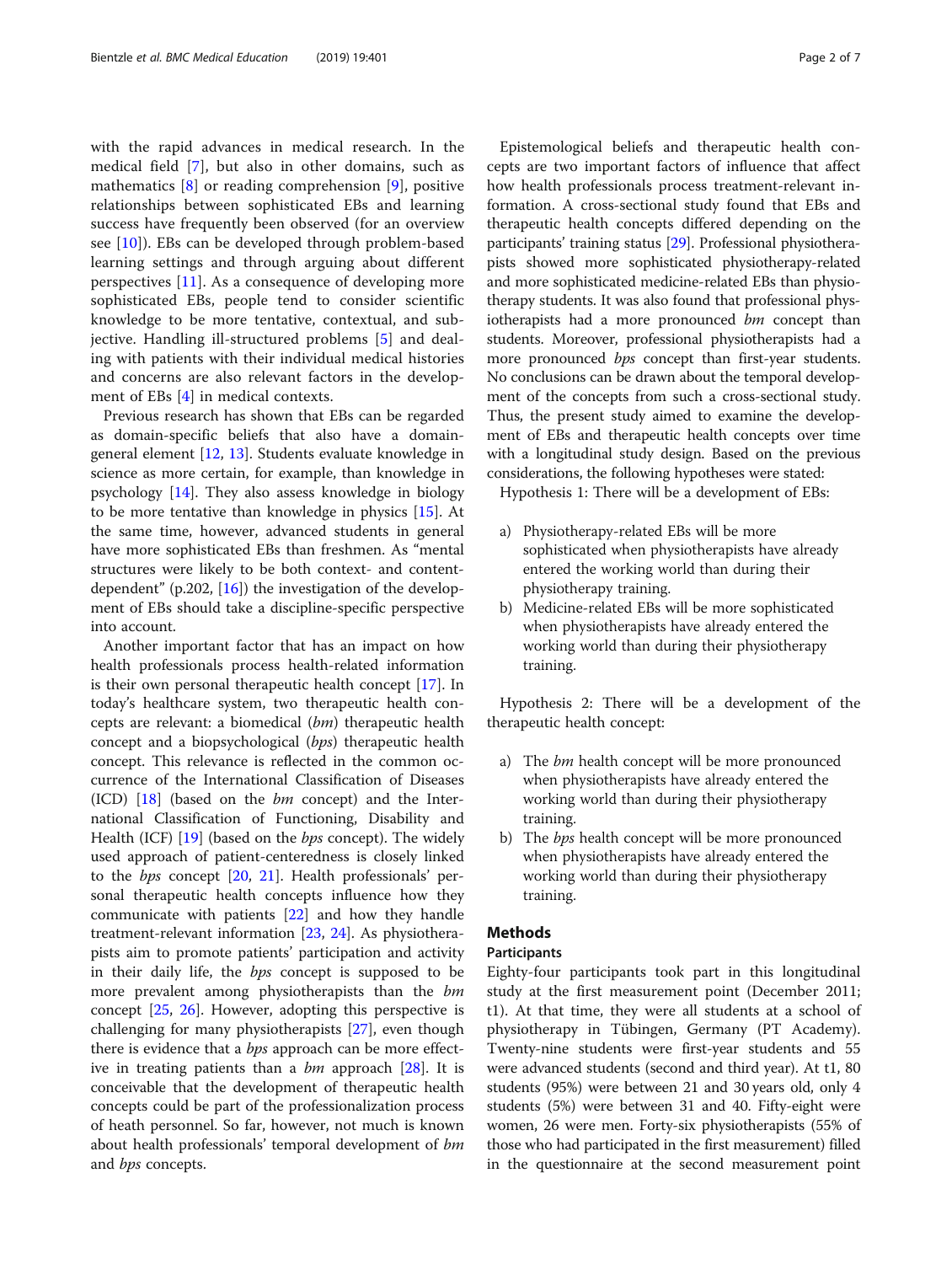with the rapid advances in medical research. In the medical field [7], but also in other domains, such as mathematics [8] or reading comprehension [9], positive relationships between sophisticated EBs and learning success have frequently been observed (for an overview see [10]). EBs can be developed through problem-based learning settings and through arguing about different perspectives [11]. As a consequence of developing more sophisticated EBs, people tend to consider scientific knowledge to be more tentative, contextual, and subjective. Handling ill-structured problems [5] and dealing with patients with their individual medical histories and concerns are also relevant factors in the development of EBs [4] in medical contexts.

Previous research has shown that EBs can be regarded as domain-specific beliefs that also have a domain-general element [12, 13]. Students evaluate knowledge in science as more certain, for example, than knowledge in psychology [14]. They also assess knowledge in biology to be more tentative than knowledge in physics [15]. At the same time, however, advanced students in general have more sophisticated EBs than freshmen. As "mental structures were likely to be both context- and content-dependent" (p.202, [16]) the investigation of the development of EBs should take a discipline-specific perspective into account.

Another important factor that has an impact on how health professionals process health-related information is their own personal therapeutic health concept [17]. In today's healthcare system, two therapeutic health concepts are relevant: a biomedical (*bm*) therapeutic health concept and a biopsychological (*bps*) therapeutic health concept. This relevance is reflected in the common occurrence of the International Classification of Diseases (ICD) [18] (based on the *bm* concept) and the International Classification of Functioning, Disability and Health (ICF) [19] (based on the *bps* concept). The widely used approach of patient-centeredness is closely linked to the *bps* concept [20, 21]. Health professionals' personal therapeutic health concepts influence how they communicate with patients [22] and how they handle treatment-relevant information [23, 24]. As physiotherapists aim to promote patients' participation and activity in their daily life, the *bps* concept is supposed to be more prevalent among physiotherapists than the *bm* concept [25, 26]. However, adopting this perspective is challenging for many physiotherapists [27], even though there is evidence that a *bps* approach can be more effective in treating patients than a *bm* approach [28]. It is conceivable that the development of therapeutic health concepts could be part of the professionalization process of heath personnel. So far, however, not much is known about health professionals' temporal development of *bm* and *bps* concepts.

Epistemological beliefs and therapeutic health concepts are two important factors of influence that affect how health professionals process treatment-relevant information. A cross-sectional study found that EBs and therapeutic health concepts differed depending on the participants' training status [29]. Professional physiotherapists showed more sophisticated physiotherapy-related and more sophisticated medicine-related EBs than physiotherapy students. It was also found that professional physiotherapists had a more pronounced *bm* concept than students. Moreover, professional physiotherapists had a more pronounced *bps* concept than first-year students. No conclusions can be drawn about the temporal development of the concepts from such a cross-sectional study. Thus, the present study aimed to examine the development of EBs and therapeutic health concepts over time with a longitudinal study design. Based on the previous considerations, the following hypotheses were stated:

Hypothesis 1: There will be a development of EBs:

a) Physiotherapy-related EBs will be more sophisticated when physiotherapists have already entered the working world than during their physiotherapy training.
b) Medicine-related EBs will be more sophisticated when physiotherapists have already entered the working world than during their physiotherapy training.

Hypothesis 2: There will be a development of the therapeutic health concept:

a) The *bm* health concept will be more pronounced when physiotherapists have already entered the working world than during their physiotherapy training.
b) The *bps* health concept will be more pronounced when physiotherapists have already entered the working world than during their physiotherapy training.

## Methods

### Participants

Eighty-four participants took part in this longitudinal study at the first measurement point (December 2011; t1). At that time, they were all students at a school of physiotherapy in Tübingen, Germany (PT Academy). Twenty-nine students were first-year students and 55 were advanced students (second and third year). At t1, 80 students (95%) were between 21 and 30 years old, only 4 students (5%) were between 31 and 40. Fifty-eight were women, 26 were men. Forty-six physiotherapists (55% of those who had participated in the first measurement) filled in the questionnaire at the second measurement point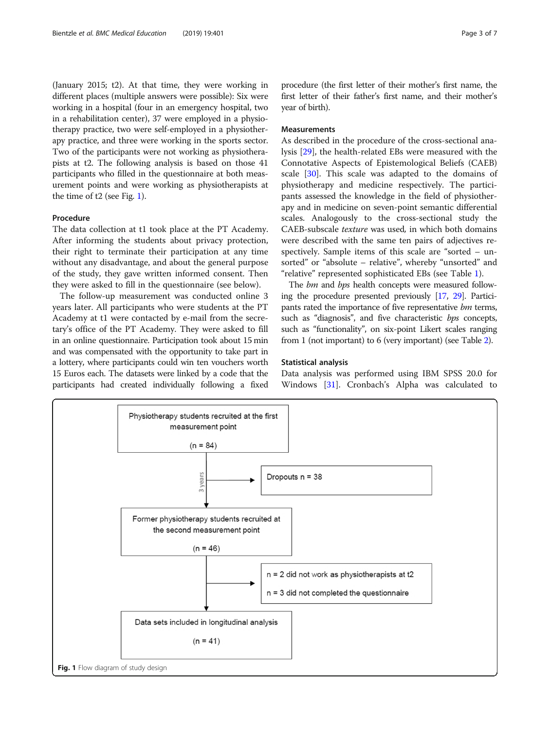(January 2015; t2). At that time, they were working in different places (multiple answers were possible): Six were working in a hospital (four in an emergency hospital, two in a rehabilitation center), 37 were employed in a physiotherapy practice, two were self-employed in a physiotherapy practice, and three were working in the sports sector. Two of the participants were not working as physiotherapists at t2. The following analysis is based on those 41 participants who filled in the questionnaire at both measurement points and were working as physiotherapists at the time of t2 (see Fig. 1).

### Procedure

The data collection at t1 took place at the PT Academy. After informing the students about privacy protection, their right to terminate their participation at any time without any disadvantage, and about the general purpose of the study, they gave written informed consent. Then they were asked to fill in the questionnaire (see below).

The follow-up measurement was conducted online 3 years later. All participants who were students at the PT Academy at t1 were contacted by e-mail from the secretary's office of the PT Academy. They were asked to fill in an online questionnaire. Participation took about 15 min and was compensated with the opportunity to take part in a lottery, where participants could win ten vouchers worth 15 Euros each. The datasets were linked by a code that the participants had created individually following a fixed procedure (the first letter of their mother's first name, the first letter of their father's first name, and their mother's year of birth).

### Measurements

As described in the procedure of the cross-sectional analysis [29], the health-related EBs were measured with the Connotative Aspects of Epistemological Beliefs (CAEB) scale [30]. This scale was adapted to the domains of physiotherapy and medicine respectively. The participants assessed the knowledge in the field of physiotherapy and in medicine on seven-point semantic differential scales. Analogously to the cross-sectional study the CAEB-subscale *texture* was used, in which both domains were described with the same ten pairs of adjectives respectively. Sample items of this scale are "sorted – unsorted" or "absolute – relative", whereby "unsorted" and "relative" represented sophisticated EBs (see Table 1).

The *bm* and *bps* health concepts were measured following the procedure presented previously [17, 29]. Participants rated the importance of five representative *bm* terms, such as "diagnosis", and five characteristic *bps* concepts, such as "functionality", on six-point Likert scales ranging from 1 (not important) to 6 (very important) (see Table 2).

### Statistical analysis

Data analysis was performed using IBM SPSS 20.0 for Windows [31]. Cronbach's Alpha was calculated to

Physiotherapy students recruited at the first measurement point (n = 84)

→ 3 years → Dropouts n = 38

Former physiotherapy students recruited at the second measurement point (n = 46)

→ n = 2 did not work as physiotherapists at t2; n = 3 did not completed the questionnaire

Data sets included in longitudinal analysis (n = 41)

**Fig. 1** Flow diagram of study design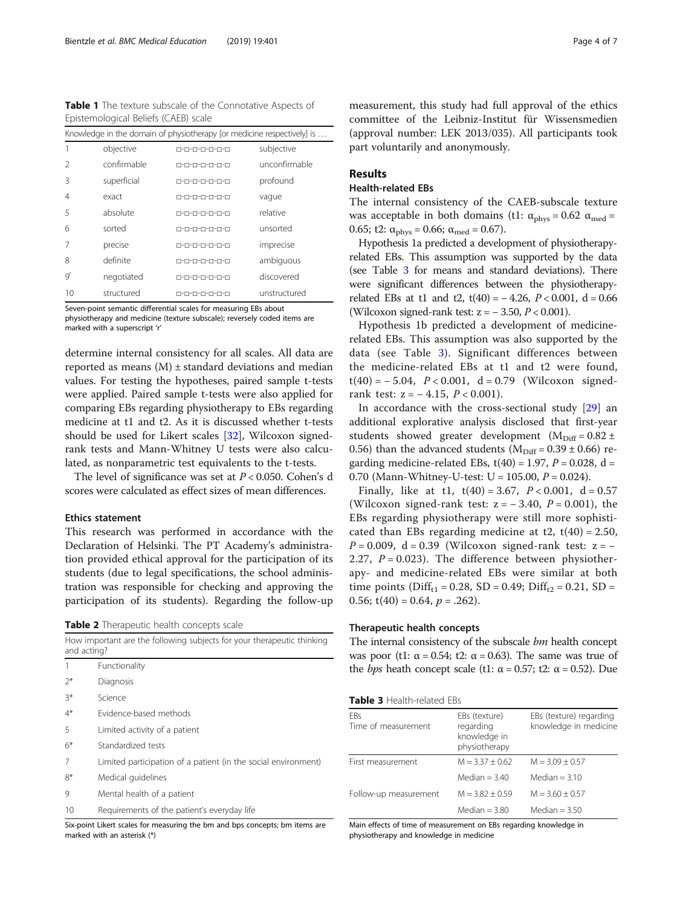**Table 1** The texture subscale of the Connotative Aspects of Epistemological Beliefs (CAEB) scale

| Knowledge in the domain of physiotherapy [or medicine respectively] is … | | | |
|---|---|---|---|
| 1 | objective | □-□-□-□-□-□-□ | subjective |
| 2 | confirmable | □-□-□-□-□-□-□ | unconfirmable |
| 3 | superficial | □-□-□-□-□-□-□ | profound |
| 4 | exact | □-□-□-□-□-□-□ | vague |
| 5 | absolute | □-□-□-□-□-□-□ | relative |
| 6 | sorted | □-□-□-□-□-□-□ | unsorted |
| 7 | precise | □-□-□-□-□-□-□ | imprecise |
| 8 | definite | □-□-□-□-□-□-□ | ambiguous |
| 9[r] | negotiated | □-□-□-□-□-□-□ | discovered |
| 10 | structured | □-□-□-□-□-□-□ | unstructured |

Seven-point semantic differential scales for measuring EBs about physiotherapy and medicine (texture subscale); reversely coded items are marked with a superscript 'r'

determine internal consistency for all scales. All data are reported as means (M) ± standard deviations and median values. For testing the hypotheses, paired sample t-tests were applied. Paired sample t-tests were also applied for comparing EBs regarding physiotherapy to EBs regarding medicine at t1 and t2. As it is discussed whether t-tests should be used for Likert scales [32], Wilcoxon signed-rank tests and Mann-Whitney U tests were also calculated, as nonparametric test equivalents to the t-tests.

The level of significance was set at $P < 0.050$. Cohen's d scores were calculated as effect sizes of mean differences.

### Ethics statement

This research was performed in accordance with the Declaration of Helsinki. The PT Academy's administration provided ethical approval for the participation of its students (due to legal specifications, the school administration was responsible for checking and approving the participation of its students). Regarding the follow-up measurement, this study had full approval of the ethics committee of the Leibniz-Institut für Wissensmedien (approval number: LEK 2013/035). All participants took part voluntarily and anonymously.

**Table 2** Therapeutic health concepts scale

| How important are the following subjects for your therapeutic thinking and acting? | |
|---|---|
| 1 | Functionality |
| 2* | Diagnosis |
| 3* | Science |
| 4* | Evidence-based methods |
| 5 | Limited activity of a patient |
| 6* | Standardized tests |
| 7 | Limited participation of a patient (in the social environment) |
| 8* | Medical guidelines |
| 9 | Mental health of a patient |
| 10 | Requirements of the patient's everyday life |

Six-point Likert scales for measuring the bm and bps concepts; bm items are marked with an asterisk (*)

## Results

### Health-related EBs

The internal consistency of the CAEB-subscale texture was acceptable in both domains (t1: $\alpha_{phys} = 0.62$ $\alpha_{med} = 0.65$; t2: $\alpha_{phys} = 0.66$; $\alpha_{med} = 0.67$).

Hypothesis 1a predicted a development of physiotherapy-related EBs. This assumption was supported by the data (see Table 3 for means and standard deviations). There were significant differences between the physiotherapy-related EBs at t1 and t2, $t(40) = -4.26$, $P < 0.001$, $d = 0.66$ (Wilcoxon signed-rank test: $z = -3.50$, $P < 0.001$).

Hypothesis 1b predicted a development of medicine-related EBs. This assumption was also supported by the data (see Table 3). Significant differences between the medicine-related EBs at t1 and t2 were found, $t(40) = -5.04$, $P < 0.001$, $d = 0.79$ (Wilcoxon signed-rank test: $z = -4.15$, $P < 0.001$).

In accordance with the cross-sectional study [29] an additional explorative analysis disclosed that first-year students showed greater development ($M_{Diff} = 0.82 \pm 0.56$) than the advanced students ($M_{Diff} = 0.39 \pm 0.66$) regarding medicine-related EBs, $t(40) = 1.97$, $P = 0.028$, $d = 0.70$ (Mann-Whitney-U-test: $U = 105.00$, $P = 0.024$).

Finally, like at t1, $t(40) = 3.67$, $P < 0.001$, $d = 0.57$ (Wilcoxon signed-rank test: $z = -3.40$, $P = 0.001$), the EBs regarding physiotherapy were still more sophisticated than EBs regarding medicine at t2, $t(40) = 2.50$, $P = 0.009$, $d = 0.39$ (Wilcoxon signed-rank test: $z = -2.27$, $P = 0.023$). The difference between physiotherapy- and medicine-related EBs were similar at both time points ($Diff_{t1} = 0.28$, $SD = 0.49$; $Diff_{t2} = 0.21$, $SD = 0.56$; $t(40) = 0.64$, $p = .262$).

### Therapeutic health concepts

The internal consistency of the subscale *bm* health concept was poor (t1: $\alpha = 0.54$; t2: $\alpha = 0.63$). The same was true of the *bps* heath concept scale (t1: $\alpha = 0.57$; t2: $\alpha = 0.52$). Due

**Table 3** Health-related EBs

| EBs<br>Time of measurement | EBs (texture) regarding knowledge in physiotherapy | EBs (texture) regarding knowledge in medicine |
|---|---|---|
| First measurement | $M = 3.37 \pm 0.62$ | $M = 3.09 \pm 0.57$ |
| | Median = 3.40 | Median = 3.10 |
| Follow-up measurement | $M = 3.82 \pm 0.59$ | $M = 3.60 \pm 0.57$ |
| | Median = 3.80 | Median = 3.50 |

Main effects of time of measurement on EBs regarding knowledge in physiotherapy and knowledge in medicine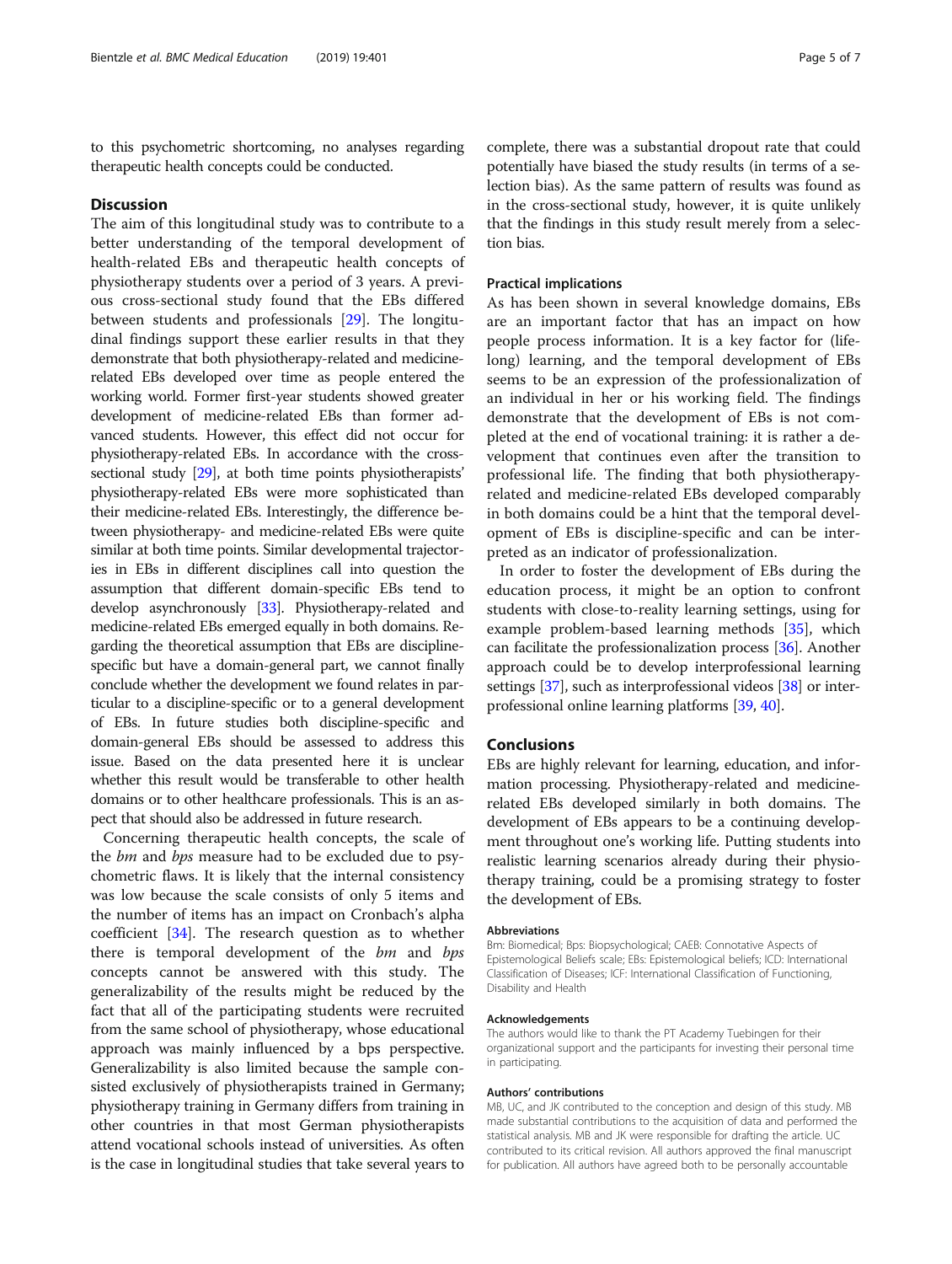to this psychometric shortcoming, no analyses regarding therapeutic health concepts could be conducted.

## Discussion

The aim of this longitudinal study was to contribute to a better understanding of the temporal development of health-related EBs and therapeutic health concepts of physiotherapy students over a period of 3 years. A previous cross-sectional study found that the EBs differed between students and professionals [29]. The longitudinal findings support these earlier results in that they demonstrate that both physiotherapy-related and medicine-related EBs developed over time as people entered the working world. Former first-year students showed greater development of medicine-related EBs than former advanced students. However, this effect did not occur for physiotherapy-related EBs. In accordance with the cross-sectional study [29], at both time points physiotherapists' physiotherapy-related EBs were more sophisticated than their medicine-related EBs. Interestingly, the difference between physiotherapy- and medicine-related EBs were quite similar at both time points. Similar developmental trajectories in EBs in different disciplines call into question the assumption that different domain-specific EBs tend to develop asynchronously [33]. Physiotherapy-related and medicine-related EBs emerged equally in both domains. Regarding the theoretical assumption that EBs are discipline-specific but have a domain-general part, we cannot finally conclude whether the development we found relates in particular to a discipline-specific or to a general development of EBs. In future studies both discipline-specific and domain-general EBs should be assessed to address this issue. Based on the data presented here it is unclear whether this result would be transferable to other health domains or to other healthcare professionals. This is an aspect that should also be addressed in future research.

Concerning therapeutic health concepts, the scale of the *bm* and *bps* measure had to be excluded due to psychometric flaws. It is likely that the internal consistency was low because the scale consists of only 5 items and the number of items has an impact on Cronbach's alpha coefficient [34]. The research question as to whether there is temporal development of the *bm* and *bps* concepts cannot be answered with this study. The generalizability of the results might be reduced by the fact that all of the participating students were recruited from the same school of physiotherapy, whose educational approach was mainly influenced by a bps perspective. Generalizability is also limited because the sample consisted exclusively of physiotherapists trained in Germany; physiotherapy training in Germany differs from training in other countries in that most German physiotherapists attend vocational schools instead of universities. As often is the case in longitudinal studies that take several years to complete, there was a substantial dropout rate that could potentially have biased the study results (in terms of a selection bias). As the same pattern of results was found as in the cross-sectional study, however, it is quite unlikely that the findings in this study result merely from a selection bias.

### Practical implications

As has been shown in several knowledge domains, EBs are an important factor that has an impact on how people process information. It is a key factor for (lifelong) learning, and the temporal development of EBs seems to be an expression of the professionalization of an individual in her or his working field. The findings demonstrate that the development of EBs is not completed at the end of vocational training: it is rather a development that continues even after the transition to professional life. The finding that both physiotherapy-related and medicine-related EBs developed comparably in both domains could be a hint that the temporal development of EBs is discipline-specific and can be interpreted as an indicator of professionalization.

In order to foster the development of EBs during the education process, it might be an option to confront students with close-to-reality learning settings, using for example problem-based learning methods [35], which can facilitate the professionalization process [36]. Another approach could be to develop interprofessional learning settings [37], such as interprofessional videos [38] or interprofessional online learning platforms [39, 40].

## Conclusions

EBs are highly relevant for learning, education, and information processing. Physiotherapy-related and medicine-related EBs developed similarly in both domains. The development of EBs appears to be a continuing development throughout one's working life. Putting students into realistic learning scenarios already during their physiotherapy training, could be a promising strategy to foster the development of EBs.

#### Abbreviations

Bm: Biomedical; Bps: Biopsychological; CAEB: Connotative Aspects of Epistemological Beliefs scale; EBs: Epistemological beliefs; ICD: International Classification of Diseases; ICF: International Classification of Functioning, Disability and Health

#### Acknowledgements

The authors would like to thank the PT Academy Tuebingen for their organizational support and the participants for investing their personal time in participating.

#### Authors' contributions

MB, UC, and JK contributed to the conception and design of this study. MB made substantial contributions to the acquisition of data and performed the statistical analysis. MB and JK were responsible for drafting the article. UC contributed to its critical revision. All authors approved the final manuscript for publication. All authors have agreed both to be personally accountable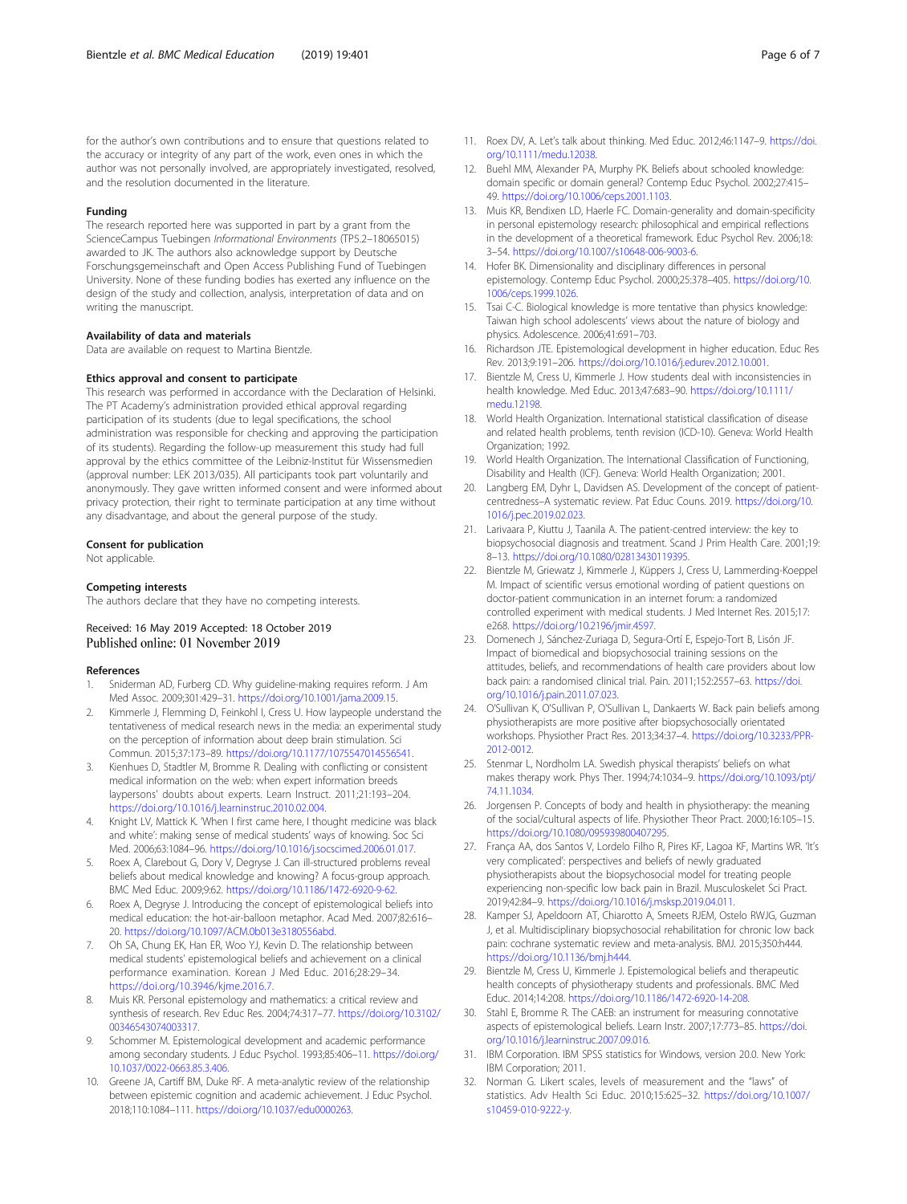for the author's own contributions and to ensure that questions related to the accuracy or integrity of any part of the work, even ones in which the author was not personally involved, are appropriately investigated, resolved, and the resolution documented in the literature.

#### Funding

The research reported here was supported in part by a grant from the ScienceCampus Tuebingen *Informational Environments* (TP5.2–18065015) awarded to JK. The authors also acknowledge support by Deutsche Forschungsgemeinschaft and Open Access Publishing Fund of Tuebingen University. None of these funding bodies has exerted any influence on the design of the study and collection, analysis, interpretation of data and on writing the manuscript.

#### Availability of data and materials

Data are available on request to Martina Bientzle.

#### Ethics approval and consent to participate

This research was performed in accordance with the Declaration of Helsinki. The PT Academy's administration provided ethical approval regarding participation of its students (due to legal specifications, the school administration was responsible for checking and approving the participation of its students). Regarding the follow-up measurement this study had full approval by the ethics committee of the Leibniz-Institut für Wissensmedien (approval number: LEK 2013/035). All participants took part voluntarily and anonymously. They gave written informed consent and were informed about privacy protection, their right to terminate participation at any time without any disadvantage, and about the general purpose of the study.

#### Consent for publication

Not applicable.

#### Competing interests

The authors declare that they have no competing interests.

Received: 16 May 2019 Accepted: 18 October 2019
Published online: 01 November 2019

#### References

1. Sniderman AD, Furberg CD. Why guideline-making requires reform. J Am Med Assoc. 2009;301:429–31. https://doi.org/10.1001/jama.2009.15.
2. Kimmerle J, Flemming D, Feinkohl I, Cress U. How laypeople understand the tentativeness of medical research news in the media: an experimental study on the perception of information about deep brain stimulation. Sci Commun. 2015;37:173–89. https://doi.org/10.1177/1075547014556541.
3. Kienhues D, Stadtler M, Bromme R. Dealing with conflicting or consistent medical information on the web: when expert information breeds laypersons' doubts about experts. Learn Instruct. 2011;21:193–204. https://doi.org/10.1016/j.learninstruc.2010.02.004.
4. Knight LV, Mattick K. 'When I first came here, I thought medicine was black and white': making sense of medical students' ways of knowing. Soc Sci Med. 2006;63:1084–96. https://doi.org/10.1016/j.socscimed.2006.01.017.
5. Roex A, Clarebout G, Dory V, Degryse J. Can ill-structured problems reveal beliefs about medical knowledge and knowing? A focus-group approach. BMC Med Educ. 2009;9:62. https://doi.org/10.1186/1472-6920-9-62.
6. Roex A, Degryse J. Introducing the concept of epistemological beliefs into medical education: the hot-air-balloon metaphor. Acad Med. 2007;82:616–20. https://doi.org/10.1097/ACM.0b013e3180556abd.
7. Oh SA, Chung EK, Han ER, Woo YJ, Kevin D. The relationship between medical students' epistemological beliefs and achievement on a clinical performance examination. Korean J Med Educ. 2016;28:29–34. https://doi.org/10.3946/kjme.2016.7.
8. Muis KR. Personal epistemology and mathematics: a critical review and synthesis of research. Rev Educ Res. 2004;74:317–77. https://doi.org/10.3102/00346543074003317.
9. Schommer M. Epistemological development and academic performance among secondary students. J Educ Psychol. 1993;85:406–11. https://doi.org/10.1037/0022-0663.85.3.406.
10. Greene JA, Cartiff BM, Duke RF. A meta-analytic review of the relationship between epistemic cognition and academic achievement. J Educ Psychol. 2018;110:1084–111. https://doi.org/10.1037/edu0000263.
11. Roex DV, A. Let's talk about thinking. Med Educ. 2012;46:1147–9. https://doi.org/10.1111/medu.12038.
12. Buehl MM, Alexander PA, Murphy PK. Beliefs about schooled knowledge: domain specific or domain general? Contemp Educ Psychol. 2002;27:415–49. https://doi.org/10.1006/ceps.2001.1103.
13. Muis KR, Bendixen LD, Haerle FC. Domain-generality and domain-specificity in personal epistemology research: philosophical and empirical reflections in the development of a theoretical framework. Educ Psychol Rev. 2006;18:3–54. https://doi.org/10.1007/s10648-006-9003-6.
14. Hofer BK. Dimensionality and disciplinary differences in personal epistemology. Contemp Educ Psychol. 2000;25:378–405. https://doi.org/10.1006/ceps.1999.1026.
15. Tsai C-C. Biological knowledge is more tentative than physics knowledge: Taiwan high school adolescents' views about the nature of biology and physics. Adolescence. 2006;41:691–703.
16. Richardson JTE. Epistemological development in higher education. Educ Res Rev. 2013;9:191–206. https://doi.org/10.1016/j.edurev.2012.10.001.
17. Bientzle M, Cress U, Kimmerle J. How students deal with inconsistencies in health knowledge. Med Educ. 2013;47:683–90. https://doi.org/10.1111/medu.12198.
18. World Health Organization. International statistical classification of disease and related health problems, tenth revision (ICD-10). Geneva: World Health Organization; 1992.
19. World Health Organization. The International Classification of Functioning, Disability and Health (ICF). Geneva: World Health Organization; 2001.
20. Langberg EM, Dyhr L, Davidsen AS. Development of the concept of patient-centredness–A systematic review. Pat Educ Couns. 2019. https://doi.org/10.1016/j.pec.2019.02.023.
21. Larivaara P, Kiuttu J, Taanila A. The patient-centred interview: the key to biopsychosocial diagnosis and treatment. Scand J Prim Health Care. 2001;19:8–13. https://doi.org/10.1080/02813430119395.
22. Bientzle M, Griewatz J, Kimmerle J, Küppers J, Cress U, Lammerding-Koeppel M. Impact of scientific versus emotional wording of patient questions on doctor-patient communication in an internet forum: a randomized controlled experiment with medical students. J Med Internet Res. 2015;17:e268. https://doi.org/10.2196/jmir.4597.
23. Domenech J, Sánchez-Zuriaga D, Segura-Ortí E, Espejo-Tort B, Lisón JF. Impact of biomedical and biopsychosocial training sessions on the attitudes, beliefs, and recommendations of health care providers about low back pain: a randomised clinical trial. Pain. 2011;152:2557–63. https://doi.org/10.1016/j.pain.2011.07.023.
24. O'Sullivan K, O'Sullivan P, O'Sullivan L, Dankaerts W. Back pain beliefs among physiotherapists are more positive after biopsychosocially orientated workshops. Physiother Pract Res. 2013;34:37–4. https://doi.org/10.3233/PPR-2012-0012.
25. Stenmar L, Nordholm LA. Swedish physical therapists' beliefs on what makes therapy work. Phys Ther. 1994;74:1034–9. https://doi.org/10.1093/ptj/74.11.1034.
26. Jorgensen P. Concepts of body and health in physiotherapy: the meaning of the social/cultural aspects of life. Physiother Theor Pract. 2000;16:105–15. https://doi.org/10.1080/095939800407295.
27. França AA, dos Santos V, Lordelo Filho R, Pires KF, Lagoa KF, Martins WR. 'It's very complicated': perspectives and beliefs of newly graduated physiotherapists about the biopsychosocial model for treating people experiencing non-specific low back pain in Brazil. Musculoskelet Sci Pract. 2019;42:84–9. https://doi.org/10.1016/j.msksp.2019.04.011.
28. Kamper SJ, Apeldoorn AT, Chiarotto A, Smeets RJEM, Ostelo RWJG, Guzman J, et al. Multidisciplinary biopsychosocial rehabilitation for chronic low back pain: cochrane systematic review and meta-analysis. BMJ. 2015;350:h444. https://doi.org/10.1136/bmj.h444.
29. Bientzle M, Cress U, Kimmerle J. Epistemological beliefs and therapeutic health concepts of physiotherapy students and professionals. BMC Med Educ. 2014;14:208. https://doi.org/10.1186/1472-6920-14-208.
30. Stahl E, Bromme R. The CAEB: an instrument for measuring connotative aspects of epistemological beliefs. Learn Instr. 2007;17:773–85. https://doi.org/10.1016/j.learninstruc.2007.09.016.
31. IBM Corporation. IBM SPSS statistics for Windows, version 20.0. New York: IBM Corporation; 2011.
32. Norman G. Likert scales, levels of measurement and the "laws" of statistics. Adv Health Sci Educ. 2010;15:625–32. https://doi.org/10.1007/s10459-010-9222-y.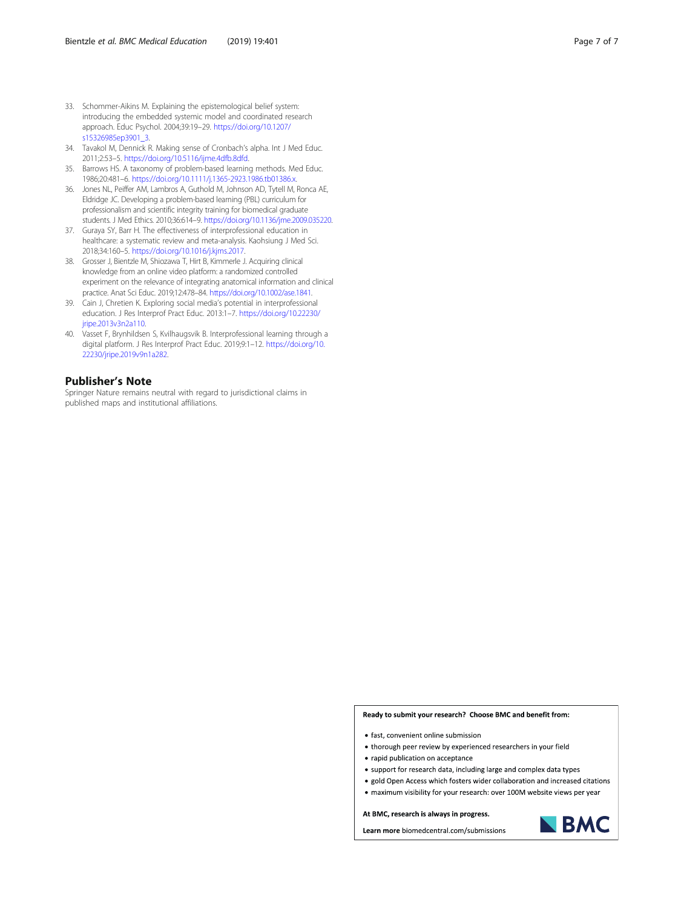33. Schommer-Aikins M. Explaining the epistemological belief system: introducing the embedded systemic model and coordinated research approach. Educ Psychol. 2004;39:19–29. https://doi.org/10.1207/s15326985ep3901_3.
34. Tavakol M, Dennick R. Making sense of Cronbach's alpha. Int J Med Educ. 2011;2:53–5. https://doi.org/10.5116/ijme.4dfb.8dfd.
35. Barrows HS. A taxonomy of problem-based learning methods. Med Educ. 1986;20:481–6. https://doi.org/10.1111/j.1365-2923.1986.tb01386.x.
36. Jones NL, Peiffer AM, Lambros A, Guthold M, Johnson AD, Tytell M, Ronca AE, Eldridge JC. Developing a problem-based learning (PBL) curriculum for professionalism and scientific integrity training for biomedical graduate students. J Med Ethics. 2010;36:614–9. https://doi.org/10.1136/jme.2009.035220.
37. Guraya SY, Barr H. The effectiveness of interprofessional education in healthcare: a systematic review and meta-analysis. Kaohsiung J Med Sci. 2018;34:160–5. https://doi.org/10.1016/j.kjms.2017.
38. Grosser J, Bientzle M, Shiozawa T, Hirt B, Kimmerle J. Acquiring clinical knowledge from an online video platform: a randomized controlled experiment on the relevance of integrating anatomical information and clinical practice. Anat Sci Educ. 2019;12:478–84. https://doi.org/10.1002/ase.1841.
39. Cain J, Chretien K. Exploring social media's potential in interprofessional education. J Res Interprof Pract Educ. 2013:1–7. https://doi.org/10.22230/jripe.2013v3n2a110.
40. Vasset F, Brynhildsen S, Kvilhaugsvik B. Interprofessional learning through a digital platform. J Res Interprof Pract Educ. 2019;9:1–12. https://doi.org/10.22230/jripe.2019v9n1a282.

## Publisher's Note

Springer Nature remains neutral with regard to jurisdictional claims in published maps and institutional affiliations.

**Ready to submit your research? Choose BMC and benefit from:**

- fast, convenient online submission
- thorough peer review by experienced researchers in your field
- rapid publication on acceptance
- support for research data, including large and complex data types
- gold Open Access which fosters wider collaboration and increased citations
- maximum visibility for your research: over 100M website views per year

**At BMC, research is always in progress.**

**Learn more** biomedcentral.com/submissions

BMC